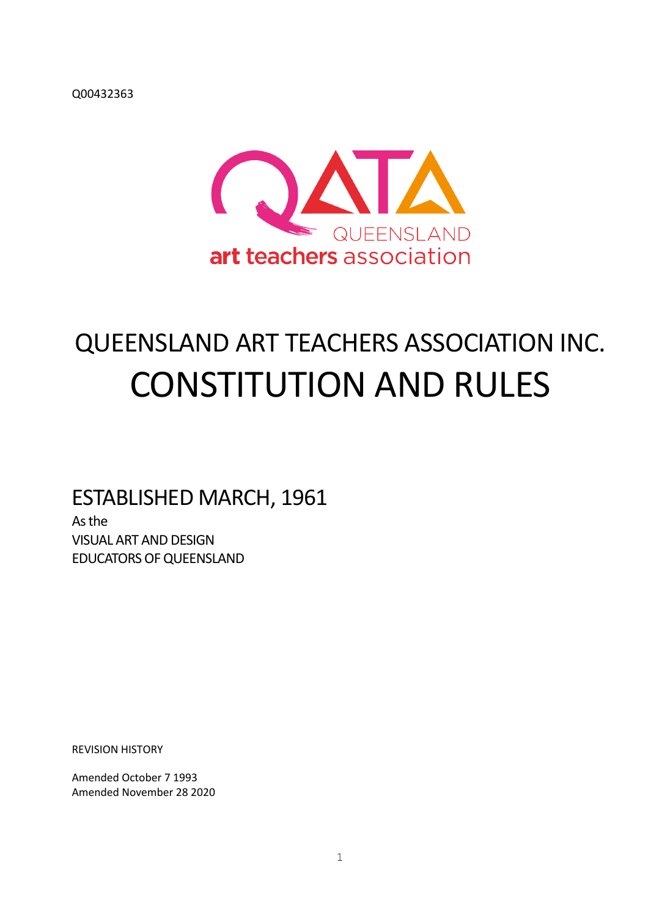Q00432363

QATA

QUEENSLAND

art teachers association

# QUEENSLAND ART TEACHERS ASSOCIATION INC.

# CONSTITUTION AND RULES

## ESTABLISHED MARCH, 1961

As the

VISUAL ART AND DESIGN

EDUCATORS OF QUEENSLAND

REVISION HISTORY

Amended October 7 1993

Amended November 28 2020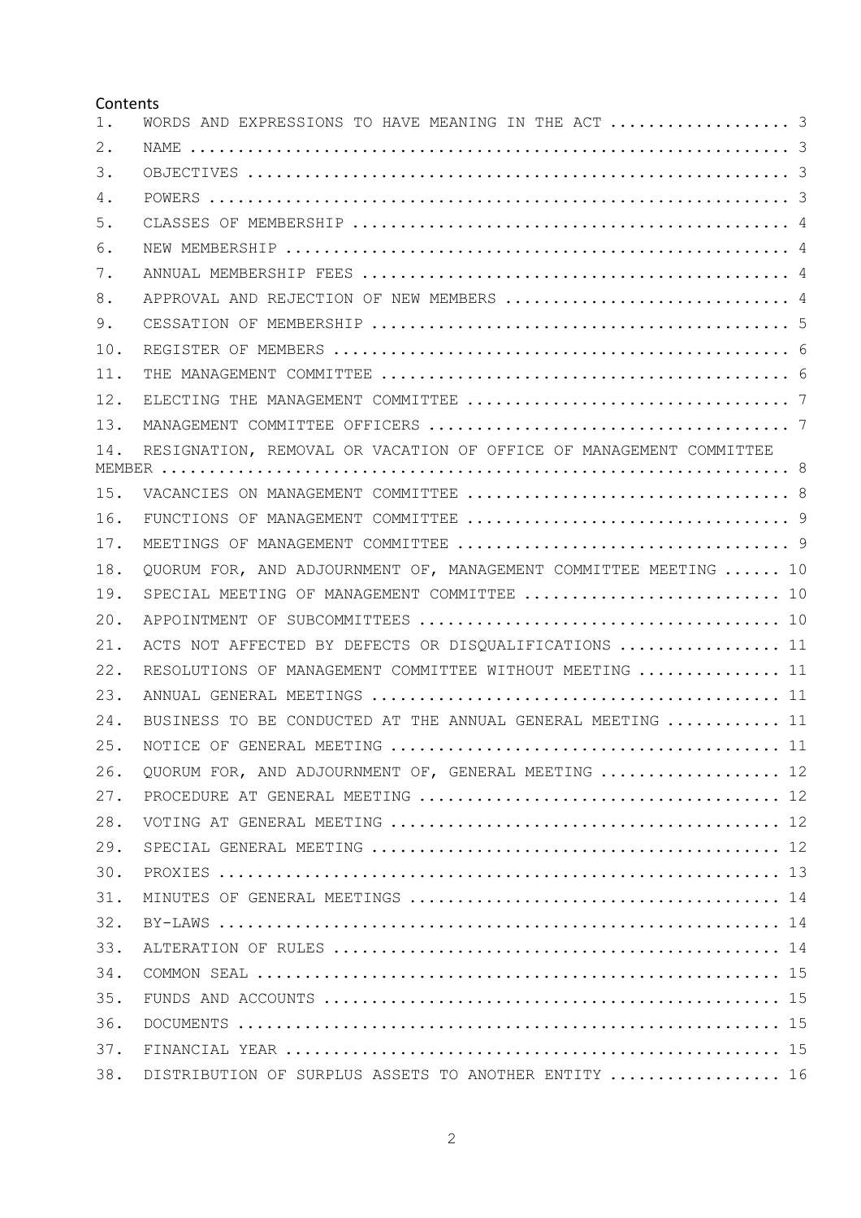Contents

1. WORDS AND EXPRESSIONS TO HAVE MEANING IN THE ACT .................. 3
2. NAME ............................................................... 3
3. OBJECTIVES ......................................................... 3
4. POWERS ............................................................. 3
5. CLASSES OF MEMBERSHIP .............................................. 4
6. NEW MEMBERSHIP ..................................................... 4
7. ANNUAL MEMBERSHIP FEES ............................................. 4
8. APPROVAL AND REJECTION OF NEW MEMBERS .............................. 4
9. CESSATION OF MEMBERSHIP ............................................ 5
10. REGISTER OF MEMBERS ............................................... 6
11. THE MANAGEMENT COMMITTEE .......................................... 6
12. ELECTING THE MANAGEMENT COMMITTEE ................................. 7
13. MANAGEMENT COMMITTEE OFFICERS ..................................... 7
14. RESIGNATION, REMOVAL OR VACATION OF OFFICE OF MANAGEMENT COMMITTEE MEMBER ................................................................ 8
15. VACANCIES ON MANAGEMENT COMMITTEE ................................. 8
16. FUNCTIONS OF MANAGEMENT COMMITTEE ................................. 9
17. MEETINGS OF MANAGEMENT COMMITTEE .................................. 9
18. QUORUM FOR, AND ADJOURNMENT OF, MANAGEMENT COMMITTEE MEETING ...... 10
19. SPECIAL MEETING OF MANAGEMENT COMMITTEE .......................... 10
20. APPOINTMENT OF SUBCOMMITTEES ..................................... 10
21. ACTS NOT AFFECTED BY DEFECTS OR DISQUALIFICATIONS ................ 11
22. RESOLUTIONS OF MANAGEMENT COMMITTEE WITHOUT MEETING .............. 11
23. ANNUAL GENERAL MEETINGS .......................................... 11
24. BUSINESS TO BE CONDUCTED AT THE ANNUAL GENERAL MEETING ........... 11
25. NOTICE OF GENERAL MEETING ........................................ 11
26. QUORUM FOR, AND ADJOURNMENT OF, GENERAL MEETING .................. 12
27. PROCEDURE AT GENERAL MEETING ..................................... 12
28. VOTING AT GENERAL MEETING ........................................ 12
29. SPECIAL GENERAL MEETING .......................................... 12
30. PROXIES .......................................................... 13
31. MINUTES OF GENERAL MEETINGS ...................................... 14
32. BY-LAWS .......................................................... 14
33. ALTERATION OF RULES .............................................. 14
34. COMMON SEAL ...................................................... 15
35. FUNDS AND ACCOUNTS ............................................... 15
36. DOCUMENTS ........................................................ 15
37. FINANCIAL YEAR ................................................... 15
38. DISTRIBUTION OF SURPLUS ASSETS TO ANOTHER ENTITY ................. 16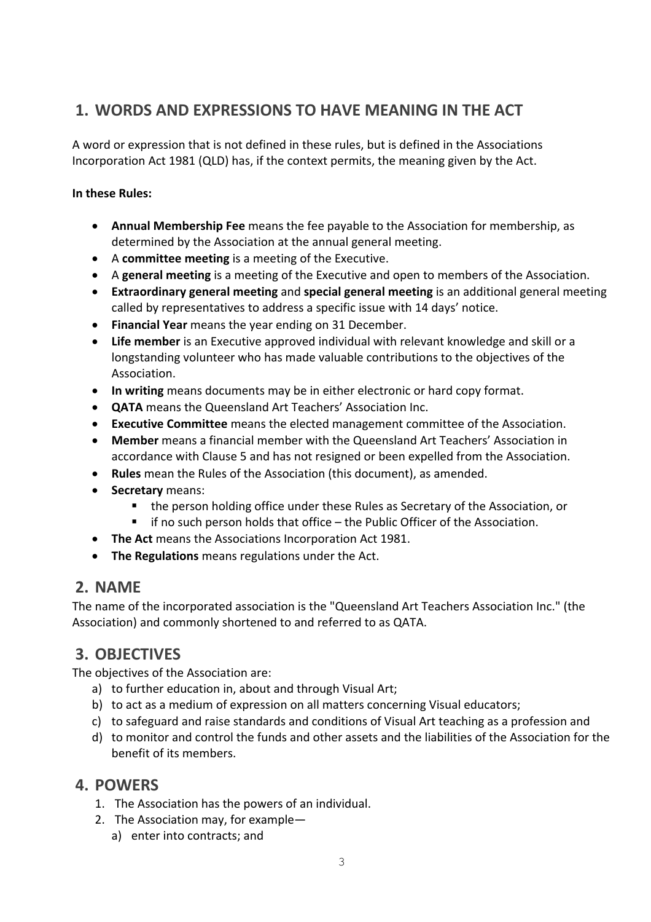## 1. WORDS AND EXPRESSIONS TO HAVE MEANING IN THE ACT

A word or expression that is not defined in these rules, but is defined in the Associations Incorporation Act 1981 (QLD) has, if the context permits, the meaning given by the Act.

**In these Rules:**

- **Annual Membership Fee** means the fee payable to the Association for membership, as determined by the Association at the annual general meeting.
- A **committee meeting** is a meeting of the Executive.
- A **general meeting** is a meeting of the Executive and open to members of the Association.
- **Extraordinary general meeting** and **special general meeting** is an additional general meeting called by representatives to address a specific issue with 14 days' notice.
- **Financial Year** means the year ending on 31 December.
- **Life member** is an Executive approved individual with relevant knowledge and skill or a longstanding volunteer who has made valuable contributions to the objectives of the Association.
- **In writing** means documents may be in either electronic or hard copy format.
- **QATA** means the Queensland Art Teachers' Association Inc.
- **Executive Committee** means the elected management committee of the Association.
- **Member** means a financial member with the Queensland Art Teachers' Association in accordance with Clause 5 and has not resigned or been expelled from the Association.
- **Rules** mean the Rules of the Association (this document), as amended.
- **Secretary** means:
  - the person holding office under these Rules as Secretary of the Association, or
  - if no such person holds that office – the Public Officer of the Association.
- **The Act** means the Associations Incorporation Act 1981.
- **The Regulations** means regulations under the Act.

## 2. NAME

The name of the incorporated association is the "Queensland Art Teachers Association Inc." (the Association) and commonly shortened to and referred to as QATA.

## 3. OBJECTIVES

The objectives of the Association are:

a) to further education in, about and through Visual Art;
b) to act as a medium of expression on all matters concerning Visual educators;
c) to safeguard and raise standards and conditions of Visual Art teaching as a profession and
d) to monitor and control the funds and other assets and the liabilities of the Association for the benefit of its members.

## 4. POWERS

1. The Association has the powers of an individual.
2. The Association may, for example—
   a) enter into contracts; and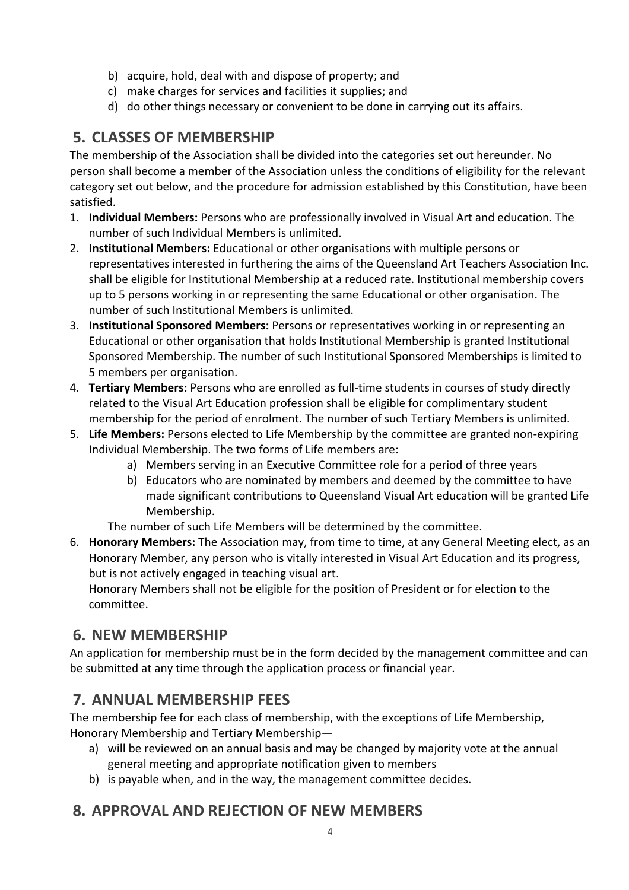b) acquire, hold, deal with and dispose of property; and
c) make charges for services and facilities it supplies; and
d) do other things necessary or convenient to be done in carrying out its affairs.

## 5. CLASSES OF MEMBERSHIP

The membership of the Association shall be divided into the categories set out hereunder. No person shall become a member of the Association unless the conditions of eligibility for the relevant category set out below, and the procedure for admission established by this Constitution, have been satisfied.

1. **Individual Members:** Persons who are professionally involved in Visual Art and education. The number of such Individual Members is unlimited.
2. **Institutional Members:** Educational or other organisations with multiple persons or representatives interested in furthering the aims of the Queensland Art Teachers Association Inc. shall be eligible for Institutional Membership at a reduced rate. Institutional membership covers up to 5 persons working in or representing the same Educational or other organisation. The number of such Institutional Members is unlimited.
3. **Institutional Sponsored Members:** Persons or representatives working in or representing an Educational or other organisation that holds Institutional Membership is granted Institutional Sponsored Membership. The number of such Institutional Sponsored Memberships is limited to 5 members per organisation.
4. **Tertiary Members:** Persons who are enrolled as full-time students in courses of study directly related to the Visual Art Education profession shall be eligible for complimentary student membership for the period of enrolment. The number of such Tertiary Members is unlimited.
5. **Life Members:** Persons elected to Life Membership by the committee are granted non-expiring Individual Membership. The two forms of Life members are:
    a) Members serving in an Executive Committee role for a period of three years
    b) Educators who are nominated by members and deemed by the committee to have made significant contributions to Queensland Visual Art education will be granted Life Membership.

   The number of such Life Members will be determined by the committee.
6. **Honorary Members:** The Association may, from time to time, at any General Meeting elect, as an Honorary Member, any person who is vitally interested in Visual Art Education and its progress, but is not actively engaged in teaching visual art.
   Honorary Members shall not be eligible for the position of President or for election to the committee.

## 6. NEW MEMBERSHIP

An application for membership must be in the form decided by the management committee and can be submitted at any time through the application process or financial year.

## 7. ANNUAL MEMBERSHIP FEES

The membership fee for each class of membership, with the exceptions of Life Membership, Honorary Membership and Tertiary Membership—

a) will be reviewed on an annual basis and may be changed by majority vote at the annual general meeting and appropriate notification given to members
b) is payable when, and in the way, the management committee decides.

## 8. APPROVAL AND REJECTION OF NEW MEMBERS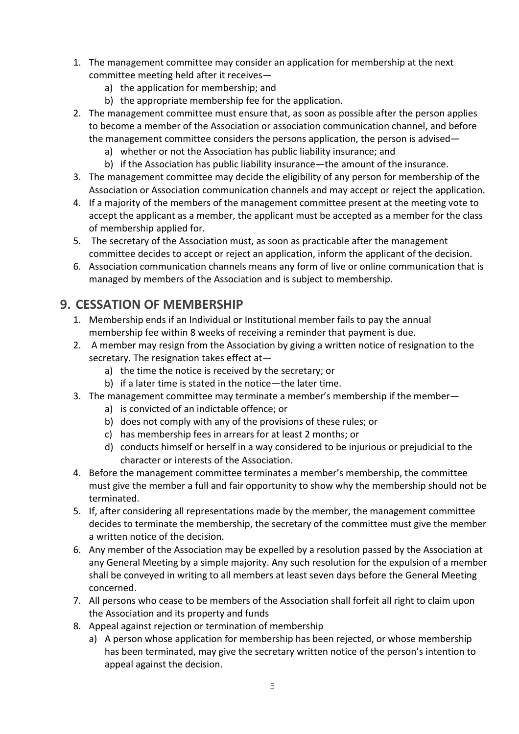1. The management committee may consider an application for membership at the next committee meeting held after it receives—
    a) the application for membership; and
    b) the appropriate membership fee for the application.
2. The management committee must ensure that, as soon as possible after the person applies to become a member of the Association or association communication channel, and before the management committee considers the persons application, the person is advised—
    a) whether or not the Association has public liability insurance; and
    b) if the Association has public liability insurance—the amount of the insurance.
3. The management committee may decide the eligibility of any person for membership of the Association or Association communication channels and may accept or reject the application.
4. If a majority of the members of the management committee present at the meeting vote to accept the applicant as a member, the applicant must be accepted as a member for the class of membership applied for.
5. The secretary of the Association must, as soon as practicable after the management committee decides to accept or reject an application, inform the applicant of the decision.
6. Association communication channels means any form of live or online communication that is managed by members of the Association and is subject to membership.

## 9. CESSATION OF MEMBERSHIP

1. Membership ends if an Individual or Institutional member fails to pay the annual membership fee within 8 weeks of receiving a reminder that payment is due.
2. A member may resign from the Association by giving a written notice of resignation to the secretary. The resignation takes effect at—
    a) the time the notice is received by the secretary; or
    b) if a later time is stated in the notice—the later time.
3. The management committee may terminate a member's membership if the member—
    a) is convicted of an indictable offence; or
    b) does not comply with any of the provisions of these rules; or
    c) has membership fees in arrears for at least 2 months; or
    d) conducts himself or herself in a way considered to be injurious or prejudicial to the character or interests of the Association.
4. Before the management committee terminates a member's membership, the committee must give the member a full and fair opportunity to show why the membership should not be terminated.
5. If, after considering all representations made by the member, the management committee decides to terminate the membership, the secretary of the committee must give the member a written notice of the decision.
6. Any member of the Association may be expelled by a resolution passed by the Association at any General Meeting by a simple majority. Any such resolution for the expulsion of a member shall be conveyed in writing to all members at least seven days before the General Meeting concerned.
7. All persons who cease to be members of the Association shall forfeit all right to claim upon the Association and its property and funds
8. Appeal against rejection or termination of membership
    a) A person whose application for membership has been rejected, or whose membership has been terminated, may give the secretary written notice of the person's intention to appeal against the decision.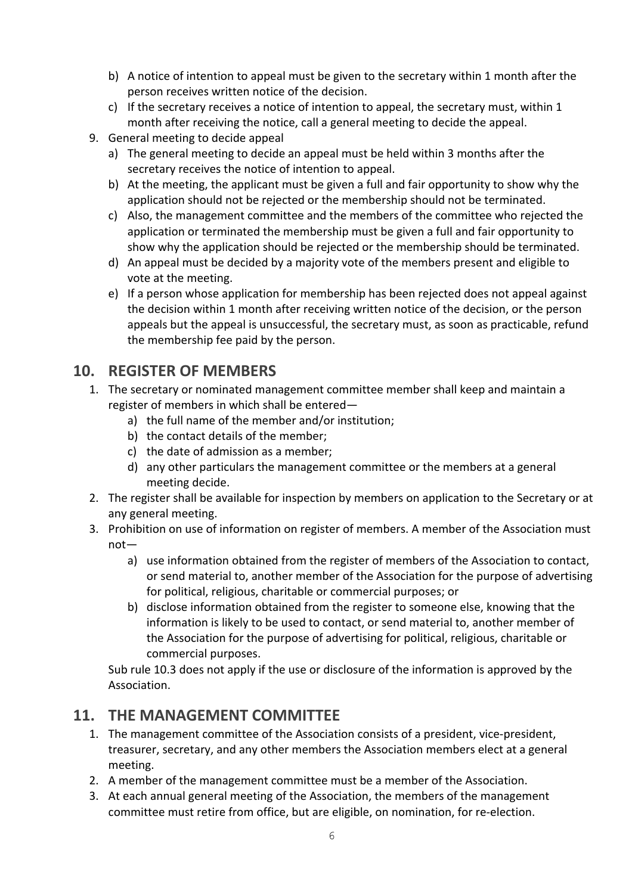b) A notice of intention to appeal must be given to the secretary within 1 month after the person receives written notice of the decision.
c) If the secretary receives a notice of intention to appeal, the secretary must, within 1 month after receiving the notice, call a general meeting to decide the appeal.

9. General meeting to decide appeal
    a) The general meeting to decide an appeal must be held within 3 months after the secretary receives the notice of intention to appeal.
    b) At the meeting, the applicant must be given a full and fair opportunity to show why the application should not be rejected or the membership should not be terminated.
    c) Also, the management committee and the members of the committee who rejected the application or terminated the membership must be given a full and fair opportunity to show why the application should be rejected or the membership should be terminated.
    d) An appeal must be decided by a majority vote of the members present and eligible to vote at the meeting.
    e) If a person whose application for membership has been rejected does not appeal against the decision within 1 month after receiving written notice of the decision, or the person appeals but the appeal is unsuccessful, the secretary must, as soon as practicable, refund the membership fee paid by the person.

## 10. REGISTER OF MEMBERS

1. The secretary or nominated management committee member shall keep and maintain a register of members in which shall be entered—
    a) the full name of the member and/or institution;
    b) the contact details of the member;
    c) the date of admission as a member;
    d) any other particulars the management committee or the members at a general meeting decide.
2. The register shall be available for inspection by members on application to the Secretary or at any general meeting.
3. Prohibition on use of information on register of members. A member of the Association must not—
    a) use information obtained from the register of members of the Association to contact, or send material to, another member of the Association for the purpose of advertising for political, religious, charitable or commercial purposes; or
    b) disclose information obtained from the register to someone else, knowing that the information is likely to be used to contact, or send material to, another member of the Association for the purpose of advertising for political, religious, charitable or commercial purposes.

    Sub rule 10.3 does not apply if the use or disclosure of the information is approved by the Association.

## 11. THE MANAGEMENT COMMITTEE

1. The management committee of the Association consists of a president, vice-president, treasurer, secretary, and any other members the Association members elect at a general meeting.
2. A member of the management committee must be a member of the Association.
3. At each annual general meeting of the Association, the members of the management committee must retire from office, but are eligible, on nomination, for re-election.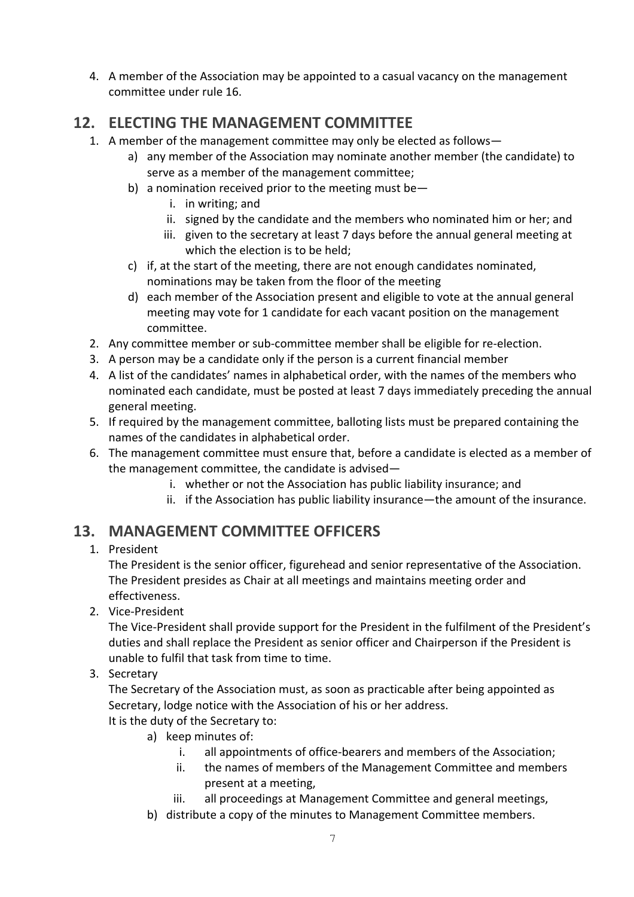4. A member of the Association may be appointed to a casual vacancy on the management committee under rule 16.

## 12. ELECTING THE MANAGEMENT COMMITTEE

1. A member of the management committee may only be elected as follows—
   a) any member of the Association may nominate another member (the candidate) to serve as a member of the management committee;
   b) a nomination received prior to the meeting must be—
      i. in writing; and
      ii. signed by the candidate and the members who nominated him or her; and
      iii. given to the secretary at least 7 days before the annual general meeting at which the election is to be held;
   c) if, at the start of the meeting, there are not enough candidates nominated, nominations may be taken from the floor of the meeting
   d) each member of the Association present and eligible to vote at the annual general meeting may vote for 1 candidate for each vacant position on the management committee.
2. Any committee member or sub-committee member shall be eligible for re-election.
3. A person may be a candidate only if the person is a current financial member
4. A list of the candidates' names in alphabetical order, with the names of the members who nominated each candidate, must be posted at least 7 days immediately preceding the annual general meeting.
5. If required by the management committee, balloting lists must be prepared containing the names of the candidates in alphabetical order.
6. The management committee must ensure that, before a candidate is elected as a member of the management committee, the candidate is advised—
   i. whether or not the Association has public liability insurance; and
   ii. if the Association has public liability insurance—the amount of the insurance.

## 13. MANAGEMENT COMMITTEE OFFICERS

1. President
   The President is the senior officer, figurehead and senior representative of the Association. The President presides as Chair at all meetings and maintains meeting order and effectiveness.
2. Vice-President
   The Vice-President shall provide support for the President in the fulfilment of the President's duties and shall replace the President as senior officer and Chairperson if the President is unable to fulfil that task from time to time.
3. Secretary
   The Secretary of the Association must, as soon as practicable after being appointed as Secretary, lodge notice with the Association of his or her address.
   It is the duty of the Secretary to:
   a) keep minutes of:
      i. all appointments of office-bearers and members of the Association;
      ii. the names of members of the Management Committee and members present at a meeting,
      iii. all proceedings at Management Committee and general meetings,
   b) distribute a copy of the minutes to Management Committee members.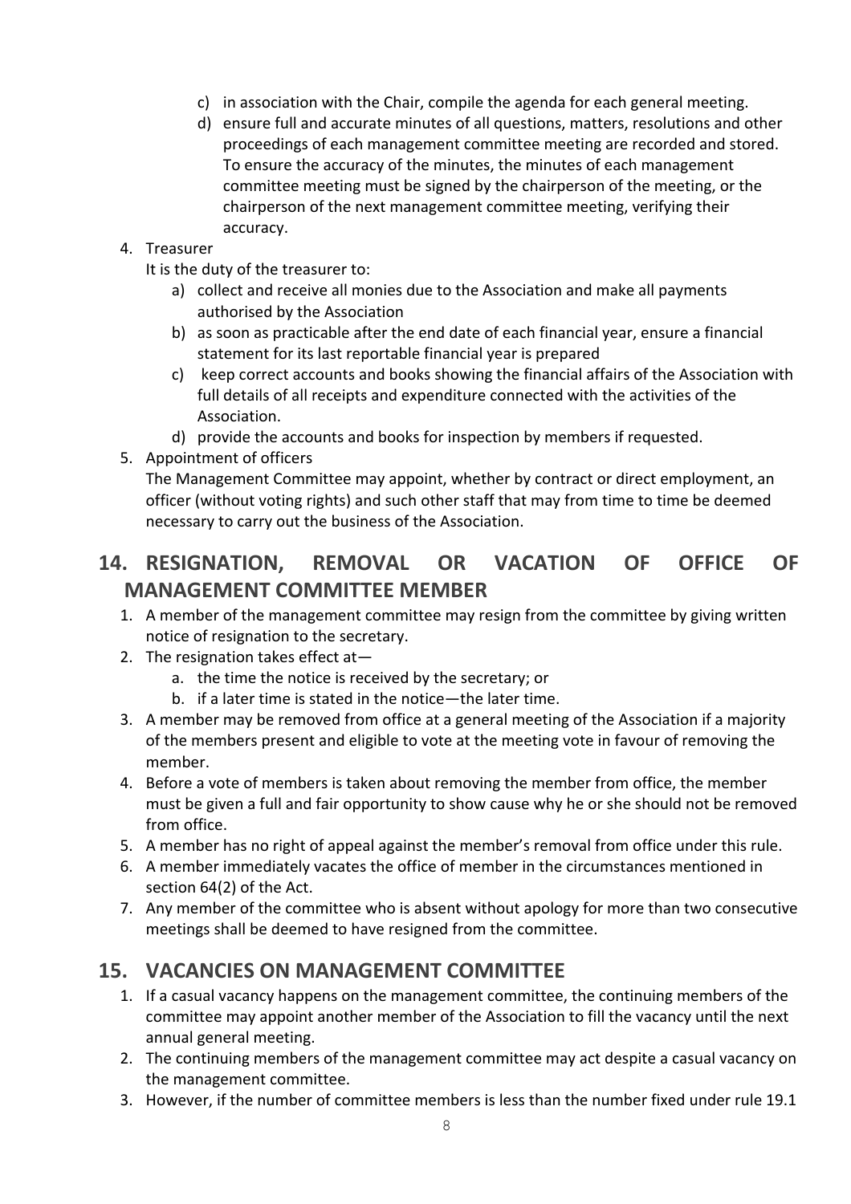c) in association with the Chair, compile the agenda for each general meeting.
d) ensure full and accurate minutes of all questions, matters, resolutions and other proceedings of each management committee meeting are recorded and stored. To ensure the accuracy of the minutes, the minutes of each management committee meeting must be signed by the chairperson of the meeting, or the chairperson of the next management committee meeting, verifying their accuracy.

4. Treasurer
   It is the duty of the treasurer to:
   a) collect and receive all monies due to the Association and make all payments authorised by the Association
   b) as soon as practicable after the end date of each financial year, ensure a financial statement for its last reportable financial year is prepared
   c) keep correct accounts and books showing the financial affairs of the Association with full details of all receipts and expenditure connected with the activities of the Association.
   d) provide the accounts and books for inspection by members if requested.
5. Appointment of officers
   The Management Committee may appoint, whether by contract or direct employment, an officer (without voting rights) and such other staff that may from time to time be deemed necessary to carry out the business of the Association.

## 14. RESIGNATION, REMOVAL OR VACATION OF OFFICE OF MANAGEMENT COMMITTEE MEMBER

1. A member of the management committee may resign from the committee by giving written notice of resignation to the secretary.
2. The resignation takes effect at—
   a. the time the notice is received by the secretary; or
   b. if a later time is stated in the notice—the later time.
3. A member may be removed from office at a general meeting of the Association if a majority of the members present and eligible to vote at the meeting vote in favour of removing the member.
4. Before a vote of members is taken about removing the member from office, the member must be given a full and fair opportunity to show cause why he or she should not be removed from office.
5. A member has no right of appeal against the member's removal from office under this rule.
6. A member immediately vacates the office of member in the circumstances mentioned in section 64(2) of the Act.
7. Any member of the committee who is absent without apology for more than two consecutive meetings shall be deemed to have resigned from the committee.

## 15. VACANCIES ON MANAGEMENT COMMITTEE

1. If a casual vacancy happens on the management committee, the continuing members of the committee may appoint another member of the Association to fill the vacancy until the next annual general meeting.
2. The continuing members of the management committee may act despite a casual vacancy on the management committee.
3. However, if the number of committee members is less than the number fixed under rule 19.1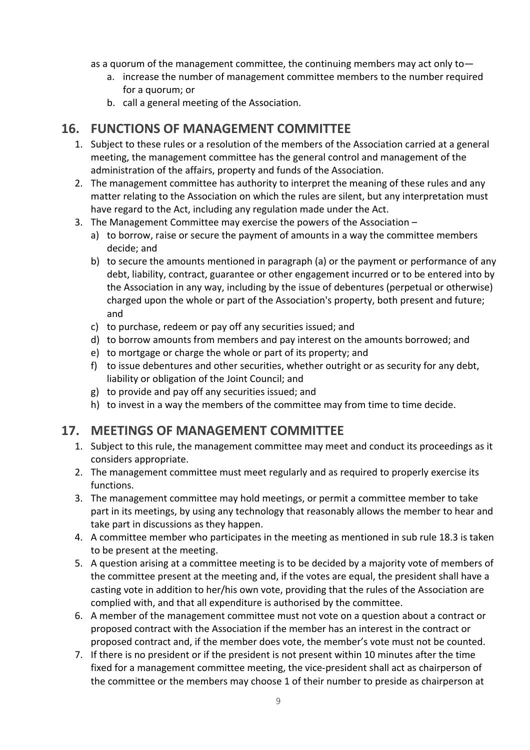as a quorum of the management committee, the continuing members may act only to—

a. increase the number of management committee members to the number required for a quorum; or
b. call a general meeting of the Association.

## 16. FUNCTIONS OF MANAGEMENT COMMITTEE

1. Subject to these rules or a resolution of the members of the Association carried at a general meeting, the management committee has the general control and management of the administration of the affairs, property and funds of the Association.
2. The management committee has authority to interpret the meaning of these rules and any matter relating to the Association on which the rules are silent, but any interpretation must have regard to the Act, including any regulation made under the Act.
3. The Management Committee may exercise the powers of the Association –
   a) to borrow, raise or secure the payment of amounts in a way the committee members decide; and
   b) to secure the amounts mentioned in paragraph (a) or the payment or performance of any debt, liability, contract, guarantee or other engagement incurred or to be entered into by the Association in any way, including by the issue of debentures (perpetual or otherwise) charged upon the whole or part of the Association's property, both present and future; and
   c) to purchase, redeem or pay off any securities issued; and
   d) to borrow amounts from members and pay interest on the amounts borrowed; and
   e) to mortgage or charge the whole or part of its property; and
   f) to issue debentures and other securities, whether outright or as security for any debt, liability or obligation of the Joint Council; and
   g) to provide and pay off any securities issued; and
   h) to invest in a way the members of the committee may from time to time decide.

## 17. MEETINGS OF MANAGEMENT COMMITTEE

1. Subject to this rule, the management committee may meet and conduct its proceedings as it considers appropriate.
2. The management committee must meet regularly and as required to properly exercise its functions.
3. The management committee may hold meetings, or permit a committee member to take part in its meetings, by using any technology that reasonably allows the member to hear and take part in discussions as they happen.
4. A committee member who participates in the meeting as mentioned in sub rule 18.3 is taken to be present at the meeting.
5. A question arising at a committee meeting is to be decided by a majority vote of members of the committee present at the meeting and, if the votes are equal, the president shall have a casting vote in addition to her/his own vote, providing that the rules of the Association are complied with, and that all expenditure is authorised by the committee.
6. A member of the management committee must not vote on a question about a contract or proposed contract with the Association if the member has an interest in the contract or proposed contract and, if the member does vote, the member's vote must not be counted.
7. If there is no president or if the president is not present within 10 minutes after the time fixed for a management committee meeting, the vice-president shall act as chairperson of the committee or the members may choose 1 of their number to preside as chairperson at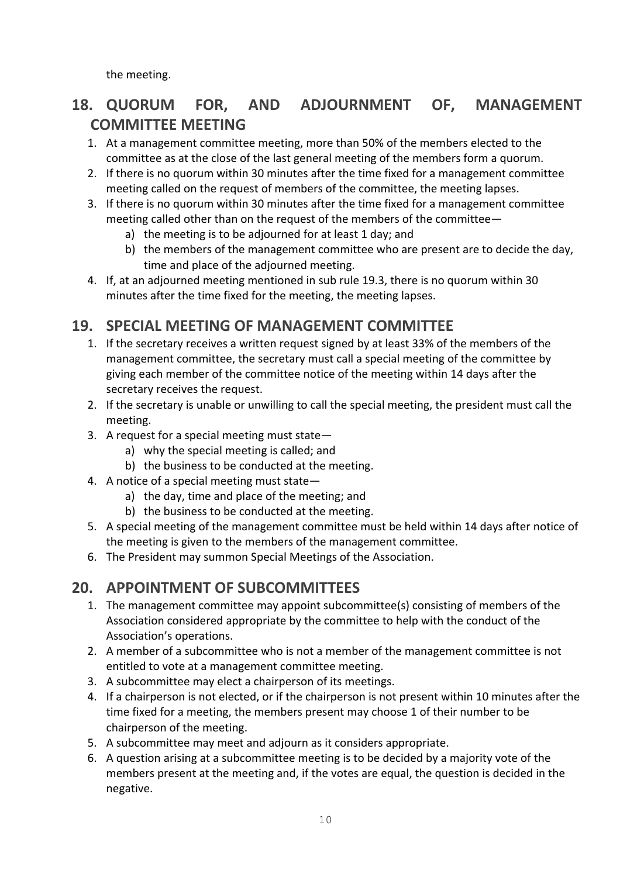the meeting.

## 18. QUORUM FOR, AND ADJOURNMENT OF, MANAGEMENT COMMITTEE MEETING

1. At a management committee meeting, more than 50% of the members elected to the committee as at the close of the last general meeting of the members form a quorum.
2. If there is no quorum within 30 minutes after the time fixed for a management committee meeting called on the request of members of the committee, the meeting lapses.
3. If there is no quorum within 30 minutes after the time fixed for a management committee meeting called other than on the request of the members of the committee—
   a) the meeting is to be adjourned for at least 1 day; and
   b) the members of the management committee who are present are to decide the day, time and place of the adjourned meeting.
4. If, at an adjourned meeting mentioned in sub rule 19.3, there is no quorum within 30 minutes after the time fixed for the meeting, the meeting lapses.

## 19. SPECIAL MEETING OF MANAGEMENT COMMITTEE

1. If the secretary receives a written request signed by at least 33% of the members of the management committee, the secretary must call a special meeting of the committee by giving each member of the committee notice of the meeting within 14 days after the secretary receives the request.
2. If the secretary is unable or unwilling to call the special meeting, the president must call the meeting.
3. A request for a special meeting must state—
   a) why the special meeting is called; and
   b) the business to be conducted at the meeting.
4. A notice of a special meeting must state—
   a) the day, time and place of the meeting; and
   b) the business to be conducted at the meeting.
5. A special meeting of the management committee must be held within 14 days after notice of the meeting is given to the members of the management committee.
6. The President may summon Special Meetings of the Association.

## 20. APPOINTMENT OF SUBCOMMITTEES

1. The management committee may appoint subcommittee(s) consisting of members of the Association considered appropriate by the committee to help with the conduct of the Association's operations.
2. A member of a subcommittee who is not a member of the management committee is not entitled to vote at a management committee meeting.
3. A subcommittee may elect a chairperson of its meetings.
4. If a chairperson is not elected, or if the chairperson is not present within 10 minutes after the time fixed for a meeting, the members present may choose 1 of their number to be chairperson of the meeting.
5. A subcommittee may meet and adjourn as it considers appropriate.
6. A question arising at a subcommittee meeting is to be decided by a majority vote of the members present at the meeting and, if the votes are equal, the question is decided in the negative.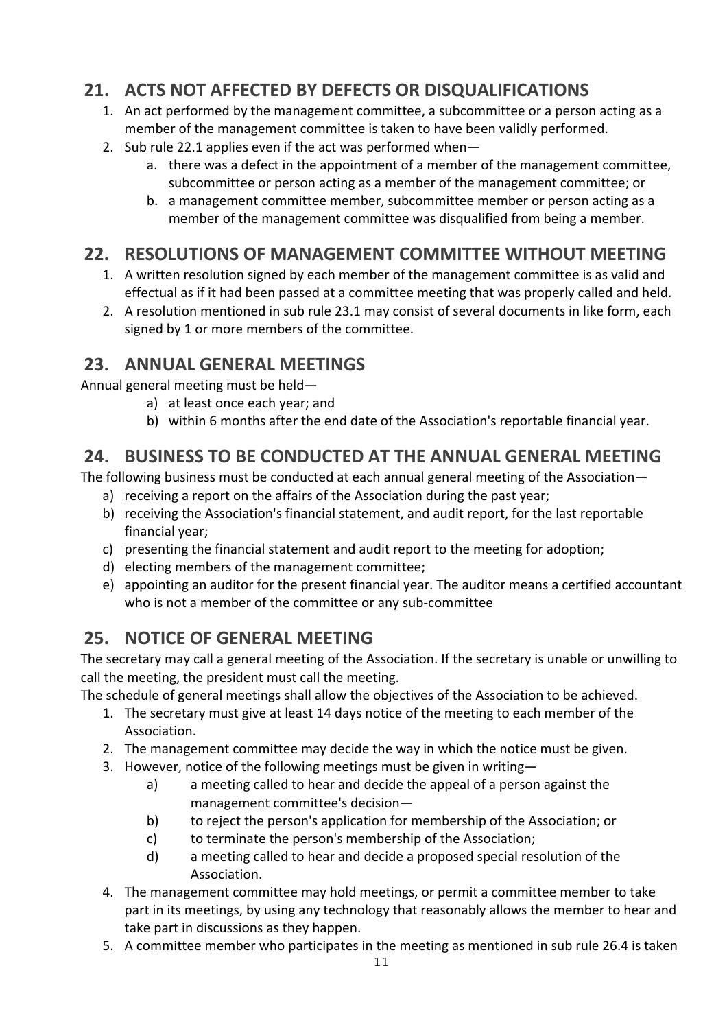## 21. ACTS NOT AFFECTED BY DEFECTS OR DISQUALIFICATIONS

1. An act performed by the management committee, a subcommittee or a person acting as a member of the management committee is taken to have been validly performed.
2. Sub rule 22.1 applies even if the act was performed when—
    a. there was a defect in the appointment of a member of the management committee, subcommittee or person acting as a member of the management committee; or
    b. a management committee member, subcommittee member or person acting as a member of the management committee was disqualified from being a member.

## 22. RESOLUTIONS OF MANAGEMENT COMMITTEE WITHOUT MEETING

1. A written resolution signed by each member of the management committee is as valid and effectual as if it had been passed at a committee meeting that was properly called and held.
2. A resolution mentioned in sub rule 23.1 may consist of several documents in like form, each signed by 1 or more members of the committee.

## 23. ANNUAL GENERAL MEETINGS

Annual general meeting must be held—

a) at least once each year; and
b) within 6 months after the end date of the Association's reportable financial year.

## 24. BUSINESS TO BE CONDUCTED AT THE ANNUAL GENERAL MEETING

The following business must be conducted at each annual general meeting of the Association—

a) receiving a report on the affairs of the Association during the past year;
b) receiving the Association's financial statement, and audit report, for the last reportable financial year;
c) presenting the financial statement and audit report to the meeting for adoption;
d) electing members of the management committee;
e) appointing an auditor for the present financial year. The auditor means a certified accountant who is not a member of the committee or any sub-committee

## 25. NOTICE OF GENERAL MEETING

The secretary may call a general meeting of the Association. If the secretary is unable or unwilling to call the meeting, the president must call the meeting.

The schedule of general meetings shall allow the objectives of the Association to be achieved.

1. The secretary must give at least 14 days notice of the meeting to each member of the Association.
2. The management committee may decide the way in which the notice must be given.
3. However, notice of the following meetings must be given in writing—
    a) a meeting called to hear and decide the appeal of a person against the management committee's decision—
    b) to reject the person's application for membership of the Association; or
    c) to terminate the person's membership of the Association;
    d) a meeting called to hear and decide a proposed special resolution of the Association.
4. The management committee may hold meetings, or permit a committee member to take part in its meetings, by using any technology that reasonably allows the member to hear and take part in discussions as they happen.
5. A committee member who participates in the meeting as mentioned in sub rule 26.4 is taken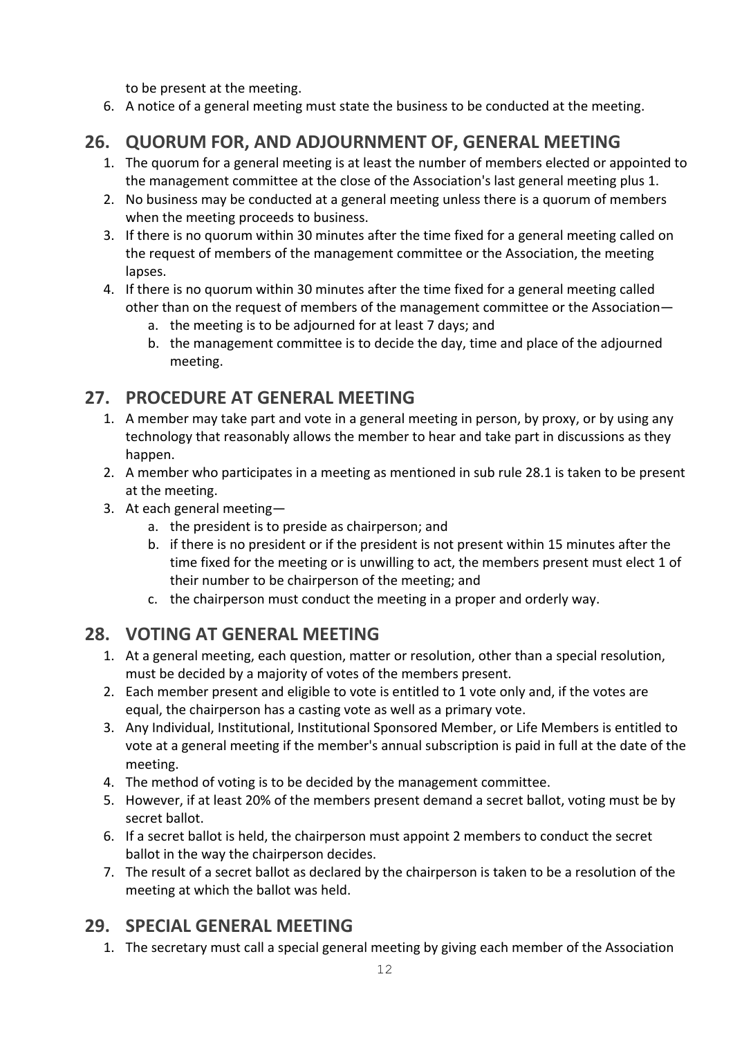to be present at the meeting.

6. A notice of a general meeting must state the business to be conducted at the meeting.

## 26. QUORUM FOR, AND ADJOURNMENT OF, GENERAL MEETING

1. The quorum for a general meeting is at least the number of members elected or appointed to the management committee at the close of the Association's last general meeting plus 1.
2. No business may be conducted at a general meeting unless there is a quorum of members when the meeting proceeds to business.
3. If there is no quorum within 30 minutes after the time fixed for a general meeting called on the request of members of the management committee or the Association, the meeting lapses.
4. If there is no quorum within 30 minutes after the time fixed for a general meeting called other than on the request of members of the management committee or the Association—
   a. the meeting is to be adjourned for at least 7 days; and
   b. the management committee is to decide the day, time and place of the adjourned meeting.

## 27. PROCEDURE AT GENERAL MEETING

1. A member may take part and vote in a general meeting in person, by proxy, or by using any technology that reasonably allows the member to hear and take part in discussions as they happen.
2. A member who participates in a meeting as mentioned in sub rule 28.1 is taken to be present at the meeting.
3. At each general meeting—
   a. the president is to preside as chairperson; and
   b. if there is no president or if the president is not present within 15 minutes after the time fixed for the meeting or is unwilling to act, the members present must elect 1 of their number to be chairperson of the meeting; and
   c. the chairperson must conduct the meeting in a proper and orderly way.

## 28. VOTING AT GENERAL MEETING

1. At a general meeting, each question, matter or resolution, other than a special resolution, must be decided by a majority of votes of the members present.
2. Each member present and eligible to vote is entitled to 1 vote only and, if the votes are equal, the chairperson has a casting vote as well as a primary vote.
3. Any Individual, Institutional, Institutional Sponsored Member, or Life Members is entitled to vote at a general meeting if the member's annual subscription is paid in full at the date of the meeting.
4. The method of voting is to be decided by the management committee.
5. However, if at least 20% of the members present demand a secret ballot, voting must be by secret ballot.
6. If a secret ballot is held, the chairperson must appoint 2 members to conduct the secret ballot in the way the chairperson decides.
7. The result of a secret ballot as declared by the chairperson is taken to be a resolution of the meeting at which the ballot was held.

## 29. SPECIAL GENERAL MEETING

1. The secretary must call a special general meeting by giving each member of the Association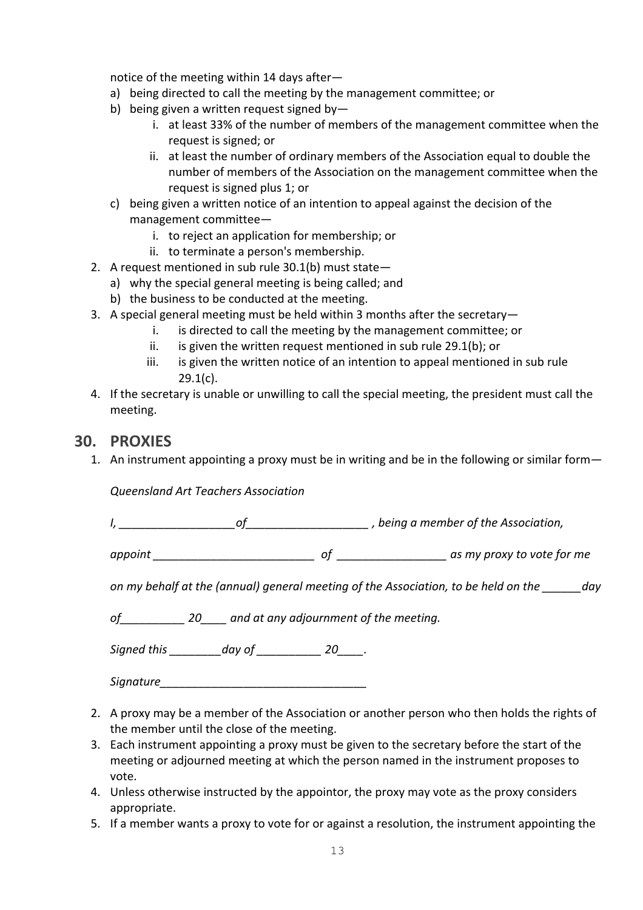notice of the meeting within 14 days after—

a) being directed to call the meeting by the management committee; or
b) being given a written request signed by—
    i. at least 33% of the number of members of the management committee when the request is signed; or
    ii. at least the number of ordinary members of the Association equal to double the number of members of the Association on the management committee when the request is signed plus 1; or
c) being given a written notice of an intention to appeal against the decision of the management committee—
    i. to reject an application for membership; or
    ii. to terminate a person's membership.

2. A request mentioned in sub rule 30.1(b) must state—
    a) why the special general meeting is being called; and
    b) the business to be conducted at the meeting.
3. A special general meeting must be held within 3 months after the secretary—
    i. is directed to call the meeting by the management committee; or
    ii. is given the written request mentioned in sub rule 29.1(b); or
    iii. is given the written notice of an intention to appeal mentioned in sub rule 29.1(c).
4. If the secretary is unable or unwilling to call the special meeting, the president must call the meeting.

## 30. PROXIES

1. An instrument appointing a proxy must be in writing and be in the following or similar form—

    *Queensland Art Teachers Association*

    *I, __________________of___________________ , being a member of the Association,*

    *appoint _________________________ of _________________ as my proxy to vote for me*

    *on my behalf at the (annual) general meeting of the Association, to be held on the ______day*

    *of__________ 20____ and at any adjournment of the meeting.*

    *Signed this ________day of __________ 20____.*

    *Signature________________________________*

2. A proxy may be a member of the Association or another person who then holds the rights of the member until the close of the meeting.
3. Each instrument appointing a proxy must be given to the secretary before the start of the meeting or adjourned meeting at which the person named in the instrument proposes to vote.
4. Unless otherwise instructed by the appointor, the proxy may vote as the proxy considers appropriate.
5. If a member wants a proxy to vote for or against a resolution, the instrument appointing the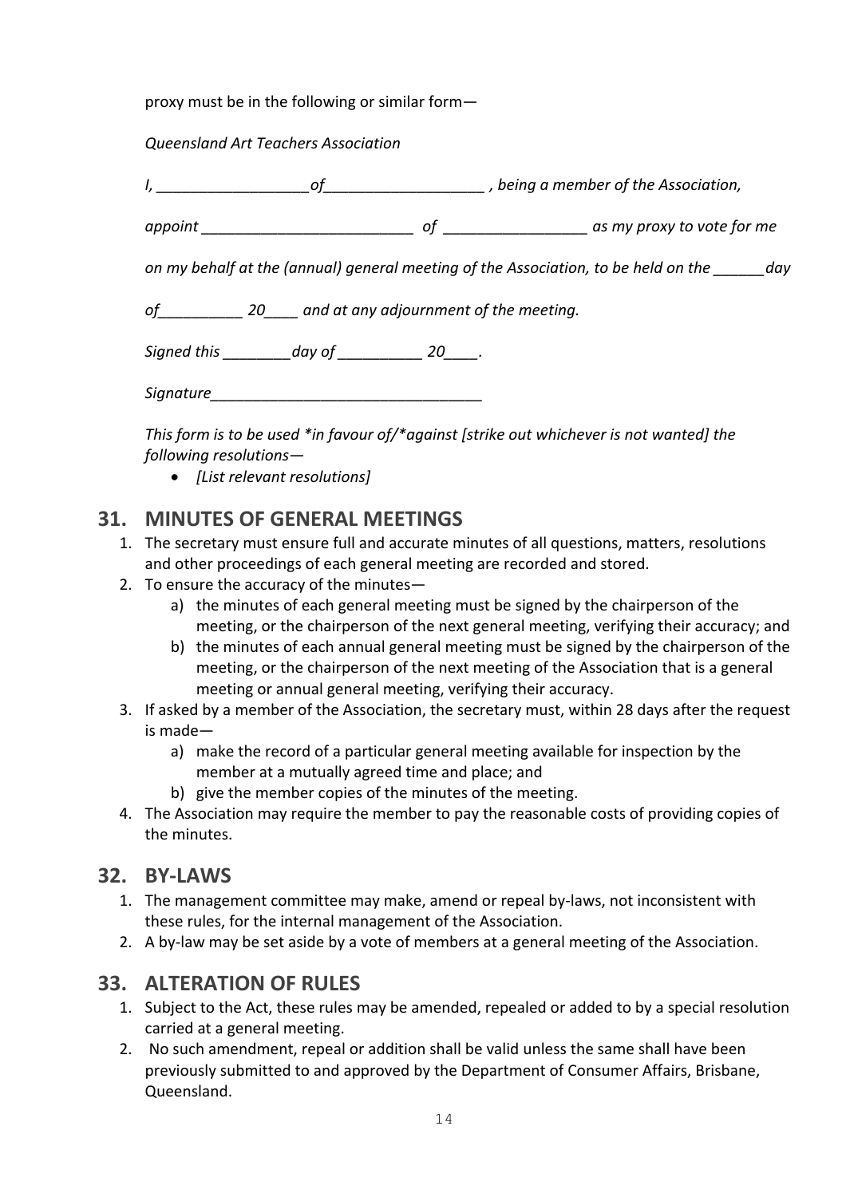proxy must be in the following or similar form—

*Queensland Art Teachers Association*

*I, __________________of___________________ , being a member of the Association,*

*appoint _________________________ of _________________ as my proxy to vote for me*

*on my behalf at the (annual) general meeting of the Association, to be held on the ______day*

*of__________ 20____ and at any adjournment of the meeting.*

*Signed this ________day of __________ 20____.*

*Signature________________________________*

*This form is to be used *in favour of/*against [strike out whichever is not wanted] the following resolutions—*

- *[List relevant resolutions]*

## 31. MINUTES OF GENERAL MEETINGS

1. The secretary must ensure full and accurate minutes of all questions, matters, resolutions and other proceedings of each general meeting are recorded and stored.
2. To ensure the accuracy of the minutes—
   a) the minutes of each general meeting must be signed by the chairperson of the meeting, or the chairperson of the next general meeting, verifying their accuracy; and
   b) the minutes of each annual general meeting must be signed by the chairperson of the meeting, or the chairperson of the next meeting of the Association that is a general meeting or annual general meeting, verifying their accuracy.
3. If asked by a member of the Association, the secretary must, within 28 days after the request is made—
   a) make the record of a particular general meeting available for inspection by the member at a mutually agreed time and place; and
   b) give the member copies of the minutes of the meeting.
4. The Association may require the member to pay the reasonable costs of providing copies of the minutes.

## 32. BY-LAWS

1. The management committee may make, amend or repeal by-laws, not inconsistent with these rules, for the internal management of the Association.
2. A by-law may be set aside by a vote of members at a general meeting of the Association.

## 33. ALTERATION OF RULES

1. Subject to the Act, these rules may be amended, repealed or added to by a special resolution carried at a general meeting.
2. No such amendment, repeal or addition shall be valid unless the same shall have been previously submitted to and approved by the Department of Consumer Affairs, Brisbane, Queensland.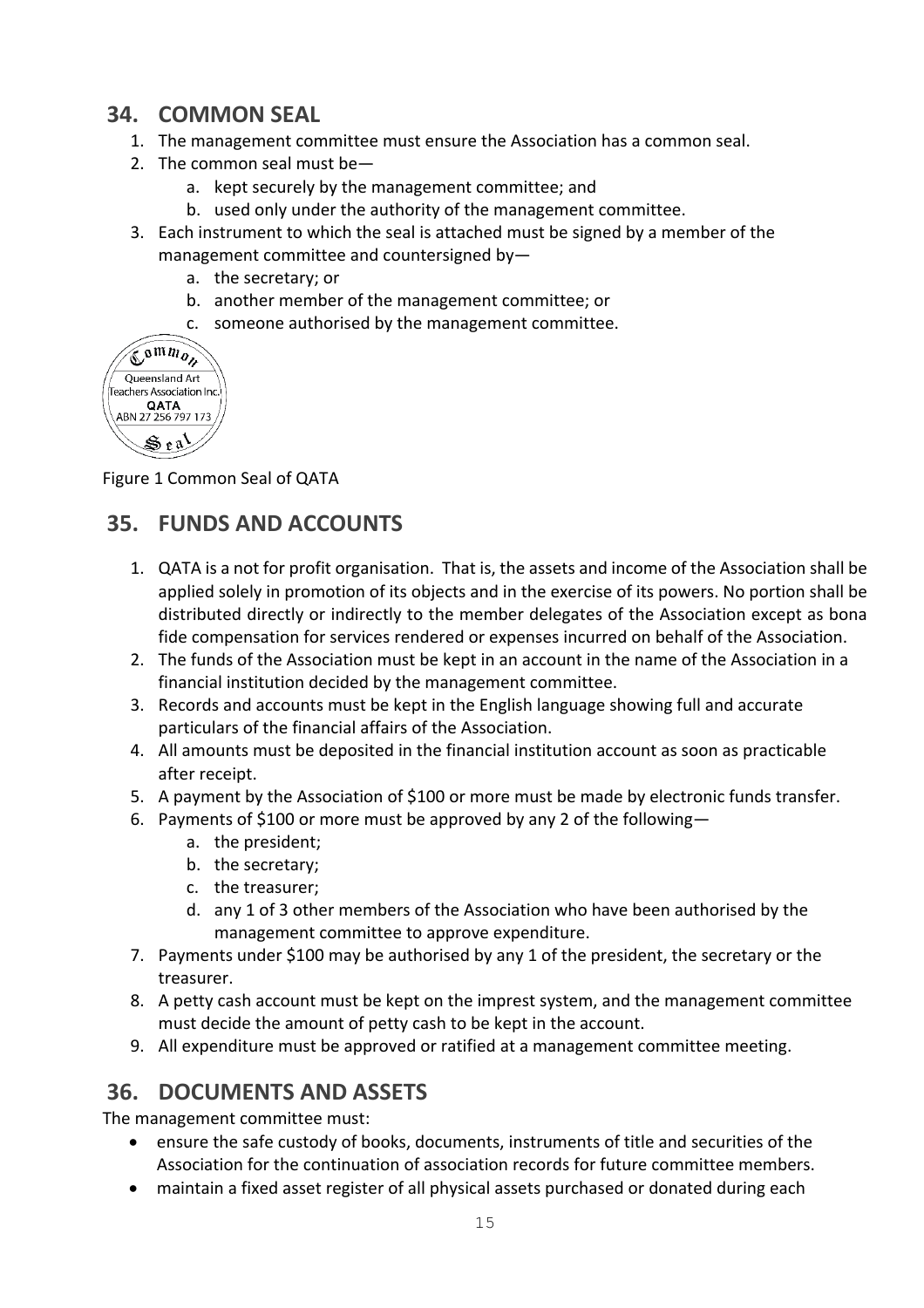## 34. COMMON SEAL

1. The management committee must ensure the Association has a common seal.
2. The common seal must be—
   a. kept securely by the management committee; and
   b. used only under the authority of the management committee.
3. Each instrument to which the seal is attached must be signed by a member of the management committee and countersigned by—
   a. the secretary; or
   b. another member of the management committee; or
   c. someone authorised by the management committee.

Figure 1 Common Seal of QATA

## 35. FUNDS AND ACCOUNTS

1. QATA is a not for profit organisation. That is, the assets and income of the Association shall be applied solely in promotion of its objects and in the exercise of its powers. No portion shall be distributed directly or indirectly to the member delegates of the Association except as bona fide compensation for services rendered or expenses incurred on behalf of the Association.
2. The funds of the Association must be kept in an account in the name of the Association in a financial institution decided by the management committee.
3. Records and accounts must be kept in the English language showing full and accurate particulars of the financial affairs of the Association.
4. All amounts must be deposited in the financial institution account as soon as practicable after receipt.
5. A payment by the Association of $100 or more must be made by electronic funds transfer.
6. Payments of $100 or more must be approved by any 2 of the following—
   a. the president;
   b. the secretary;
   c. the treasurer;
   d. any 1 of 3 other members of the Association who have been authorised by the management committee to approve expenditure.
7. Payments under $100 may be authorised by any 1 of the president, the secretary or the treasurer.
8. A petty cash account must be kept on the imprest system, and the management committee must decide the amount of petty cash to be kept in the account.
9. All expenditure must be approved or ratified at a management committee meeting.

## 36. DOCUMENTS AND ASSETS

The management committee must:

- ensure the safe custody of books, documents, instruments of title and securities of the Association for the continuation of association records for future committee members.
- maintain a fixed asset register of all physical assets purchased or donated during each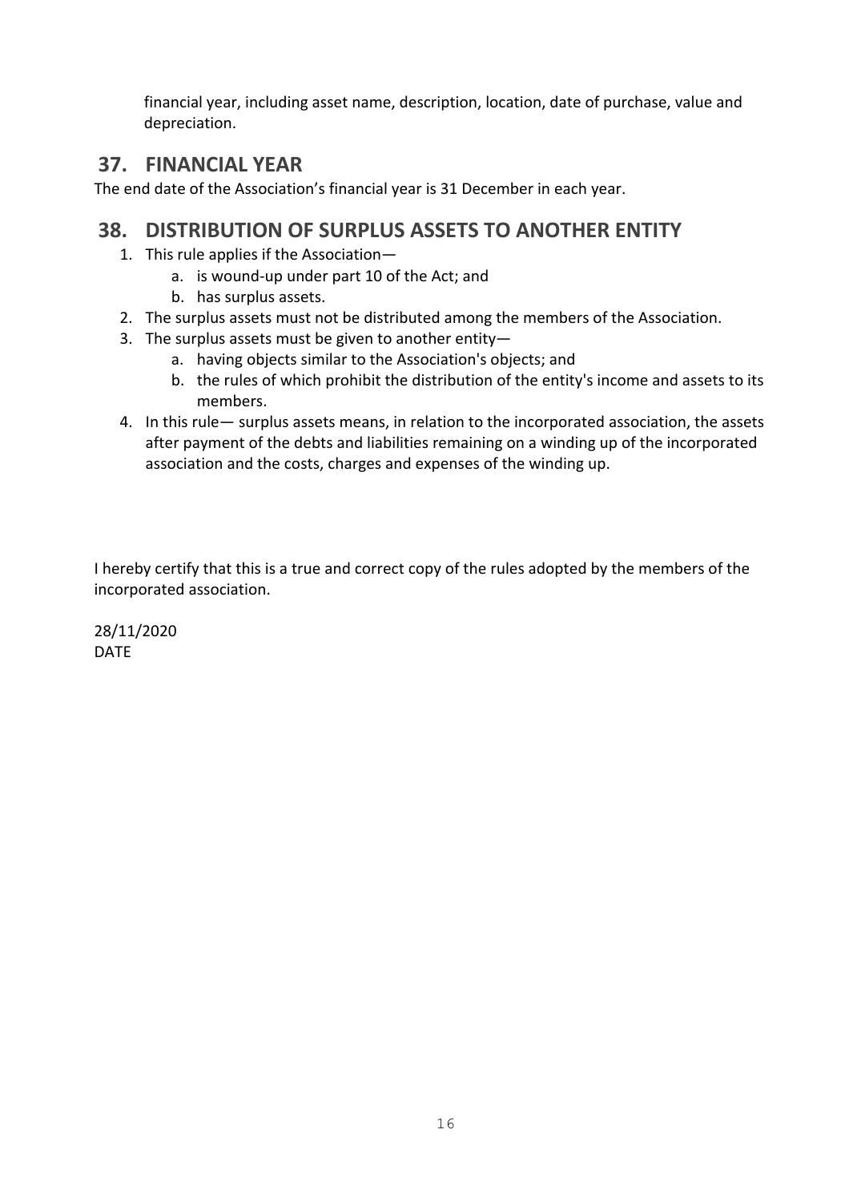financial year, including asset name, description, location, date of purchase, value and depreciation.

## 37. FINANCIAL YEAR

The end date of the Association's financial year is 31 December in each year.

## 38. DISTRIBUTION OF SURPLUS ASSETS TO ANOTHER ENTITY

1. This rule applies if the Association—
    a. is wound-up under part 10 of the Act; and
    b. has surplus assets.
2. The surplus assets must not be distributed among the members of the Association.
3. The surplus assets must be given to another entity—
    a. having objects similar to the Association's objects; and
    b. the rules of which prohibit the distribution of the entity's income and assets to its members.
4. In this rule— surplus assets means, in relation to the incorporated association, the assets after payment of the debts and liabilities remaining on a winding up of the incorporated association and the costs, charges and expenses of the winding up.

I hereby certify that this is a true and correct copy of the rules adopted by the members of the incorporated association.

28/11/2020
DATE